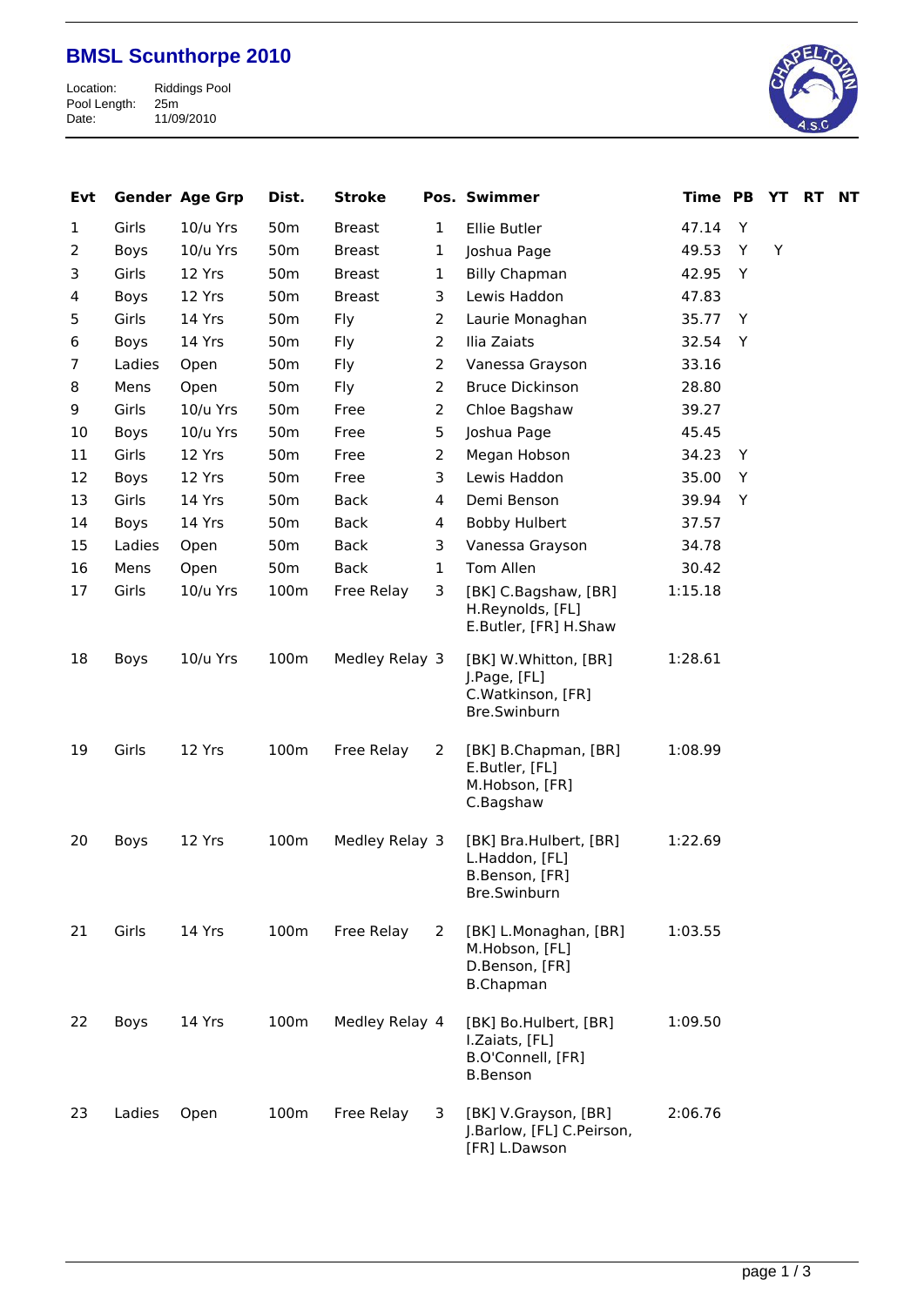# BMSL Scunthorpe 2010

Location: Riddings Pool
Pool Length: 25m
Date: 11/09/2010

| Evt | Gender | Age Grp | Dist. | Stroke | Pos. | Swimmer | Time | PB | YT | RT | NT |
|---|---|---|---|---|---|---|---|---|---|---|---|
| 1 | Girls | 10/u Yrs | 50m | Breast | 1 | Ellie Butler | 47.14 | Y | | | |
| 2 | Boys | 10/u Yrs | 50m | Breast | 1 | Joshua Page | 49.53 | Y | Y | | |
| 3 | Girls | 12 Yrs | 50m | Breast | 1 | Billy Chapman | 42.95 | Y | | | |
| 4 | Boys | 12 Yrs | 50m | Breast | 3 | Lewis Haddon | 47.83 | | | | |
| 5 | Girls | 14 Yrs | 50m | Fly | 2 | Laurie Monaghan | 35.77 | Y | | | |
| 6 | Boys | 14 Yrs | 50m | Fly | 2 | Ilia Zaiats | 32.54 | Y | | | |
| 7 | Ladies | Open | 50m | Fly | 2 | Vanessa Grayson | 33.16 | | | | |
| 8 | Mens | Open | 50m | Fly | 2 | Bruce Dickinson | 28.80 | | | | |
| 9 | Girls | 10/u Yrs | 50m | Free | 2 | Chloe Bagshaw | 39.27 | | | | |
| 10 | Boys | 10/u Yrs | 50m | Free | 5 | Joshua Page | 45.45 | | | | |
| 11 | Girls | 12 Yrs | 50m | Free | 2 | Megan Hobson | 34.23 | Y | | | |
| 12 | Boys | 12 Yrs | 50m | Free | 3 | Lewis Haddon | 35.00 | Y | | | |
| 13 | Girls | 14 Yrs | 50m | Back | 4 | Demi Benson | 39.94 | Y | | | |
| 14 | Boys | 14 Yrs | 50m | Back | 4 | Bobby Hulbert | 37.57 | | | | |
| 15 | Ladies | Open | 50m | Back | 3 | Vanessa Grayson | 34.78 | | | | |
| 16 | Mens | Open | 50m | Back | 1 | Tom Allen | 30.42 | | | | |
| 17 | Girls | 10/u Yrs | 100m | Free Relay | 3 | [BK] C.Bagshaw, [BR] H.Reynolds, [FL] E.Butler, [FR] H.Shaw | 1:15.18 | | | | |
| 18 | Boys | 10/u Yrs | 100m | Medley Relay | 3 | [BK] W.Whitton, [BR] J.Page, [FL] C.Watkinson, [FR] Bre.Swinburn | 1:28.61 | | | | |
| 19 | Girls | 12 Yrs | 100m | Free Relay | 2 | [BK] B.Chapman, [BR] E.Butler, [FL] M.Hobson, [FR] C.Bagshaw | 1:08.99 | | | | |
| 20 | Boys | 12 Yrs | 100m | Medley Relay | 3 | [BK] Bra.Hulbert, [BR] L.Haddon, [FL] B.Benson, [FR] Bre.Swinburn | 1:22.69 | | | | |
| 21 | Girls | 14 Yrs | 100m | Free Relay | 2 | [BK] L.Monaghan, [BR] M.Hobson, [FL] D.Benson, [FR] B.Chapman | 1:03.55 | | | | |
| 22 | Boys | 14 Yrs | 100m | Medley Relay | 4 | [BK] Bo.Hulbert, [BR] I.Zaiats, [FL] B.O'Connell, [FR] B.Benson | 1:09.50 | | | | |
| 23 | Ladies | Open | 100m | Free Relay | 3 | [BK] V.Grayson, [BR] J.Barlow, [FL] C.Peirson, [FR] L.Dawson | 2:06.76 | | | | |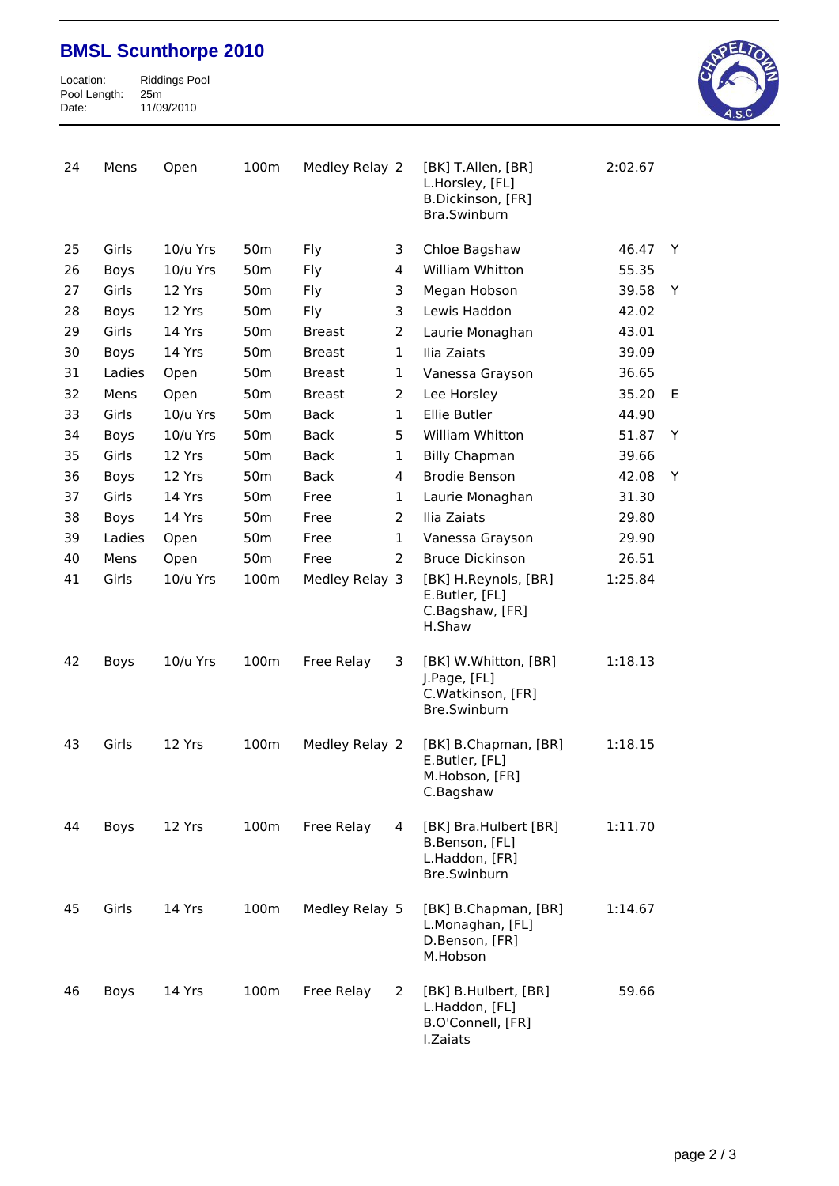# BMSL Scunthorpe 2010

Location: Riddings Pool
Pool Length: 25m
Date: 11/09/2010

| | | | | | | | | |
|---|---|---|---|---|---|---|---|---|
| 24 | Mens | Open | 100m | Medley Relay | 2 | [BK] T.Allen, [BR] L.Horsley, [FL] B.Dickinson, [FR] Bra.Swinburn | 2:02.67 | |
| 25 | Girls | 10/u Yrs | 50m | Fly | 3 | Chloe Bagshaw | 46.47 | Y |
| 26 | Boys | 10/u Yrs | 50m | Fly | 4 | William Whitton | 55.35 | |
| 27 | Girls | 12 Yrs | 50m | Fly | 3 | Megan Hobson | 39.58 | Y |
| 28 | Boys | 12 Yrs | 50m | Fly | 3 | Lewis Haddon | 42.02 | |
| 29 | Girls | 14 Yrs | 50m | Breast | 2 | Laurie Monaghan | 43.01 | |
| 30 | Boys | 14 Yrs | 50m | Breast | 1 | Ilia Zaiats | 39.09 | |
| 31 | Ladies | Open | 50m | Breast | 1 | Vanessa Grayson | 36.65 | |
| 32 | Mens | Open | 50m | Breast | 2 | Lee Horsley | 35.20 | E |
| 33 | Girls | 10/u Yrs | 50m | Back | 1 | Ellie Butler | 44.90 | |
| 34 | Boys | 10/u Yrs | 50m | Back | 5 | William Whitton | 51.87 | Y |
| 35 | Girls | 12 Yrs | 50m | Back | 1 | Billy Chapman | 39.66 | |
| 36 | Boys | 12 Yrs | 50m | Back | 4 | Brodie Benson | 42.08 | Y |
| 37 | Girls | 14 Yrs | 50m | Free | 1 | Laurie Monaghan | 31.30 | |
| 38 | Boys | 14 Yrs | 50m | Free | 2 | Ilia Zaiats | 29.80 | |
| 39 | Ladies | Open | 50m | Free | 1 | Vanessa Grayson | 29.90 | |
| 40 | Mens | Open | 50m | Free | 2 | Bruce Dickinson | 26.51 | |
| 41 | Girls | 10/u Yrs | 100m | Medley Relay | 3 | [BK] H.Reynols, [BR] E.Butler, [FL] C.Bagshaw, [FR] H.Shaw | 1:25.84 | |
| 42 | Boys | 10/u Yrs | 100m | Free Relay | 3 | [BK] W.Whitton, [BR] J.Page, [FL] C.Watkinson, [FR] Bre.Swinburn | 1:18.13 | |
| 43 | Girls | 12 Yrs | 100m | Medley Relay | 2 | [BK] B.Chapman, [BR] E.Butler, [FL] M.Hobson, [FR] C.Bagshaw | 1:18.15 | |
| 44 | Boys | 12 Yrs | 100m | Free Relay | 4 | [BK] Bra.Hulbert [BR] B.Benson, [FL] L.Haddon, [FR] Bre.Swinburn | 1:11.70 | |
| 45 | Girls | 14 Yrs | 100m | Medley Relay | 5 | [BK] B.Chapman, [BR] L.Monaghan, [FL] D.Benson, [FR] M.Hobson | 1:14.67 | |
| 46 | Boys | 14 Yrs | 100m | Free Relay | 2 | [BK] B.Hulbert, [BR] L.Haddon, [FL] B.O'Connell, [FR] I.Zaiats | 59.66 | |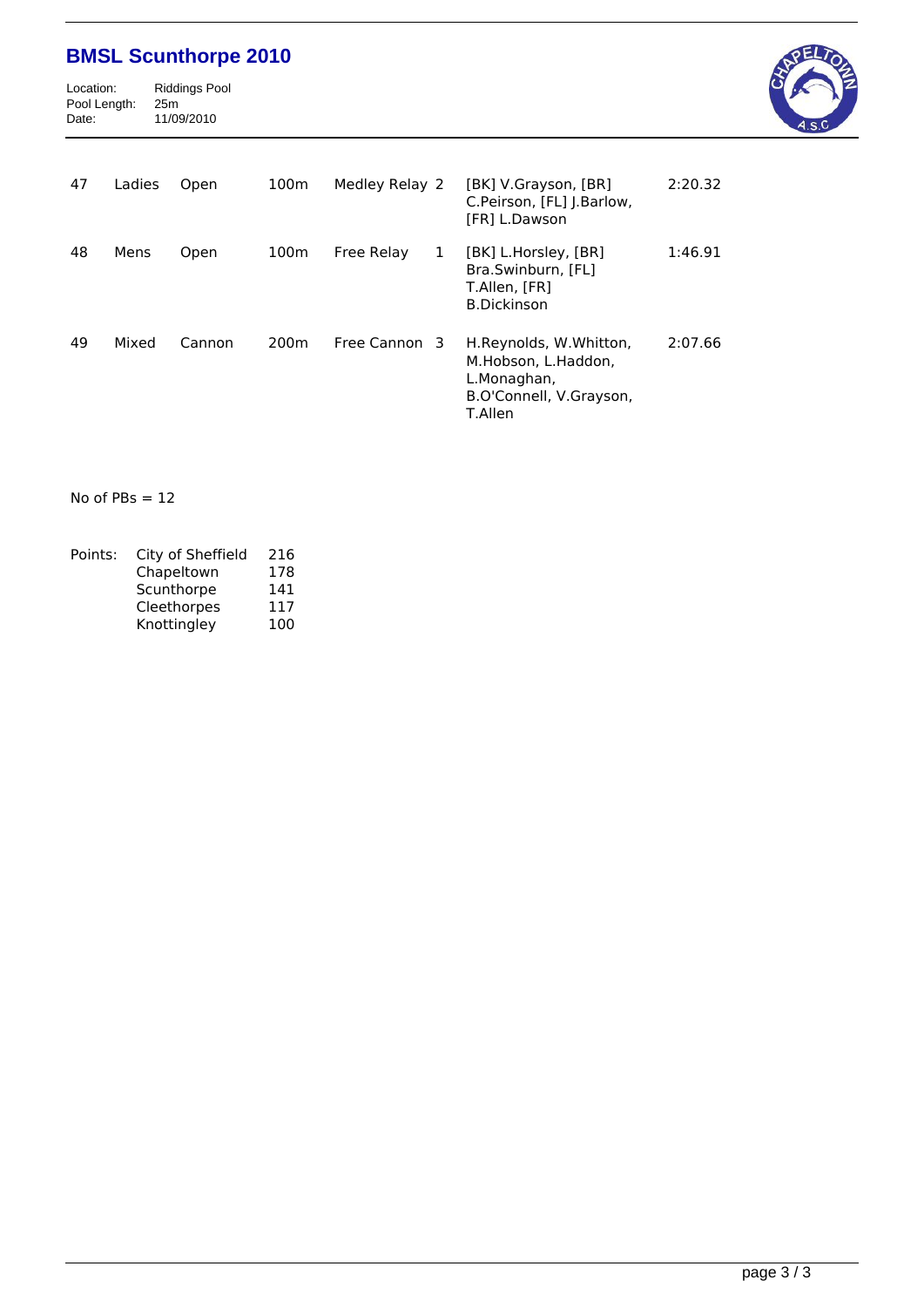# BMSL Scunthorpe 2010

Location: Riddings Pool
Pool Length: 25m
Date: 11/09/2010

| | | | | | | | |
|---|---|---|---|---|---|---|---|
| 47 | Ladies | Open | 100m | Medley Relay | 2 | [BK] V.Grayson, [BR] C.Peirson, [FL] J.Barlow, [FR] L.Dawson | 2:20.32 |
| 48 | Mens | Open | 100m | Free Relay | 1 | [BK] L.Horsley, [BR] Bra.Swinburn, [FL] T.Allen, [FR] B.Dickinson | 1:46.91 |
| 49 | Mixed | Cannon | 200m | Free Cannon | 3 | H.Reynolds, W.Whitton, M.Hobson, L.Haddon, L.Monaghan, B.O'Connell, V.Grayson, T.Allen | 2:07.66 |

No of PBs = 12

| Points: | | |
|---|---|---|
| | City of Sheffield | 216 |
| | Chapeltown | 178 |
| | Scunthorpe | 141 |
| | Cleethorpes | 117 |
| | Knottingley | 100 |